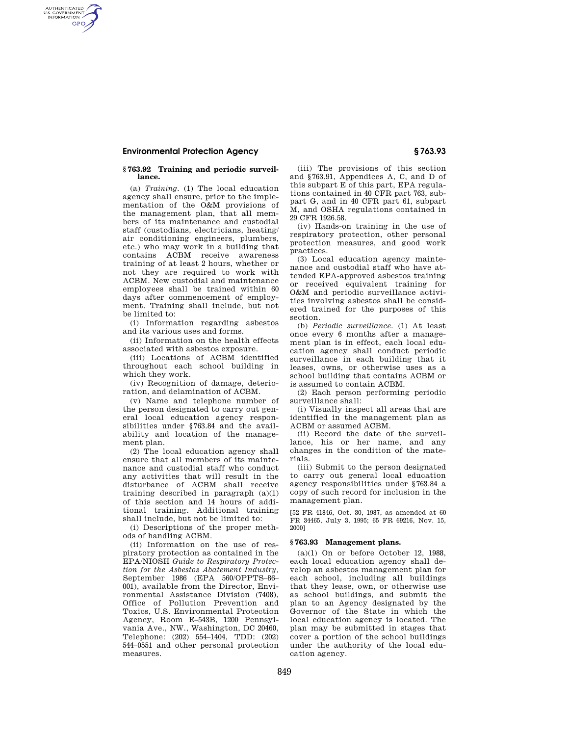### § 763.92 Training and periodic surveillance.

(a) *Training.* (1) The local education agency shall ensure, prior to the implementation of the O&M provisions of the management plan, that all members of its maintenance and custodial staff (custodians, electricians, heating/air conditioning engineers, plumbers, etc.) who may work in a building that contains ACBM receive awareness training of at least 2 hours, whether or not they are required to work with ACBM. New custodial and maintenance employees shall be trained within 60 days after commencement of employment. Training shall include, but not be limited to:

(i) Information regarding asbestos and its various uses and forms.

(ii) Information on the health effects associated with asbestos exposure.

(iii) Locations of ACBM identified throughout each school building in which they work.

(iv) Recognition of damage, deterioration, and delamination of ACBM.

(v) Name and telephone number of the person designated to carry out general local education agency responsibilities under §763.84 and the availability and location of the management plan.

(2) The local education agency shall ensure that all members of its maintenance and custodial staff who conduct any activities that will result in the disturbance of ACBM shall receive training described in paragraph (a)(1) of this section and 14 hours of additional training. Additional training shall include, but not be limited to:

(i) Descriptions of the proper methods of handling ACBM.

(ii) Information on the use of respiratory protection as contained in the EPA/NIOSH *Guide to Respiratory Protection for the Asbestos Abatement Industry*, September 1986 (EPA 560/OPPTS–86–001), available from the Director, Environmental Assistance Division (7408), Office of Pollution Prevention and Toxics, U.S. Environmental Protection Agency, Room E–543B, 1200 Pennsylvania Ave., NW., Washington, DC 20460, Telephone: (202) 554–1404, TDD: (202) 544–0551 and other personal protection measures.

(iii) The provisions of this section and §763.91, Appendices A, C, and D of this subpart E of this part, EPA regulations contained in 40 CFR part 763, subpart G, and in 40 CFR part 61, subpart M, and OSHA regulations contained in 29 CFR 1926.58.

(iv) Hands-on training in the use of respiratory protection, other personal protection measures, and good work practices.

(3) Local education agency maintenance and custodial staff who have attended EPA-approved asbestos training or received equivalent training for O&M and periodic surveillance activities involving asbestos shall be considered trained for the purposes of this section.

(b) *Periodic surveillance.* (1) At least once every 6 months after a management plan is in effect, each local education agency shall conduct periodic surveillance in each building that it leases, owns, or otherwise uses as a school building that contains ACBM or is assumed to contain ACBM.

(2) Each person performing periodic surveillance shall:

(i) Visually inspect all areas that are identified in the management plan as ACBM or assumed ACBM.

(ii) Record the date of the surveillance, his or her name, and any changes in the condition of the materials.

(iii) Submit to the person designated to carry out general local education agency responsibilities under §763.84 a copy of such record for inclusion in the management plan.

[52 FR 41846, Oct. 30, 1987, as amended at 60 FR 34465, July 3, 1995; 65 FR 69216, Nov. 15, 2000]

### § 763.93 Management plans.

(a)(1) On or before October 12, 1988, each local education agency shall develop an asbestos management plan for each school, including all buildings that they lease, own, or otherwise use as school buildings, and submit the plan to an Agency designated by the Governor of the State in which the local education agency is located. The plan may be submitted in stages that cover a portion of the school buildings under the authority of the local education agency.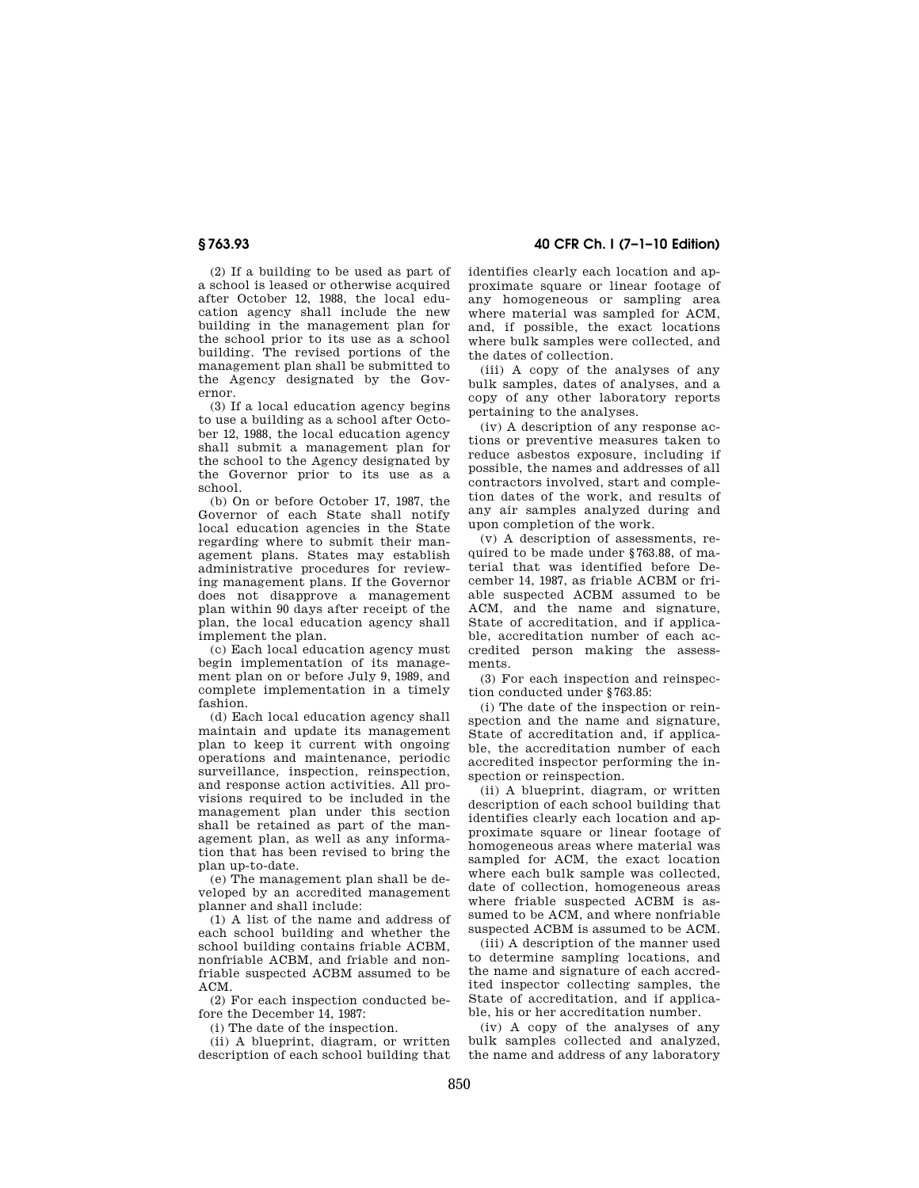(2) If a building to be used as part of a school is leased or otherwise acquired after October 12, 1988, the local education agency shall include the new building in the management plan for the school prior to its use as a school building. The revised portions of the management plan shall be submitted to the Agency designated by the Governor.

(3) If a local education agency begins to use a building as a school after October 12, 1988, the local education agency shall submit a management plan for the school to the Agency designated by the Governor prior to its use as a school.

(b) On or before October 17, 1987, the Governor of each State shall notify local education agencies in the State regarding where to submit their management plans. States may establish administrative procedures for reviewing management plans. If the Governor does not disapprove a management plan within 90 days after receipt of the plan, the local education agency shall implement the plan.

(c) Each local education agency must begin implementation of its management plan on or before July 9, 1989, and complete implementation in a timely fashion.

(d) Each local education agency shall maintain and update its management plan to keep it current with ongoing operations and maintenance, periodic surveillance, inspection, reinspection, and response action activities. All provisions required to be included in the management plan under this section shall be retained as part of the management plan, as well as any information that has been revised to bring the plan up-to-date.

(e) The management plan shall be developed by an accredited management planner and shall include:

(1) A list of the name and address of each school building and whether the school building contains friable ACBM, nonfriable ACBM, and friable and nonfriable suspected ACBM assumed to be ACM.

(2) For each inspection conducted before the December 14, 1987:

(i) The date of the inspection.

(ii) A blueprint, diagram, or written description of each school building that identifies clearly each location and approximate square or linear footage of any homogeneous or sampling area where material was sampled for ACM, and, if possible, the exact locations where bulk samples were collected, and the dates of collection.

(iii) A copy of the analyses of any bulk samples, dates of analyses, and a copy of any other laboratory reports pertaining to the analyses.

(iv) A description of any response actions or preventive measures taken to reduce asbestos exposure, including if possible, the names and addresses of all contractors involved, start and completion dates of the work, and results of any air samples analyzed during and upon completion of the work.

(v) A description of assessments, required to be made under §763.88, of material that was identified before December 14, 1987, as friable ACBM or friable suspected ACBM assumed to be ACM, and the name and signature, State of accreditation, and if applicable, accreditation number of each accredited person making the assessments.

(3) For each inspection and reinspection conducted under §763.85:

(i) The date of the inspection or reinspection and the name and signature, State of accreditation and, if applicable, the accreditation number of each accredited inspector performing the inspection or reinspection.

(ii) A blueprint, diagram, or written description of each school building that identifies clearly each location and approximate square or linear footage of homogeneous areas where material was sampled for ACM, the exact location where each bulk sample was collected, date of collection, homogeneous areas where friable suspected ACBM is assumed to be ACM, and where nonfriable suspected ACBM is assumed to be ACM.

(iii) A description of the manner used to determine sampling locations, and the name and signature of each accredited inspector collecting samples, the State of accreditation, and if applicable, his or her accreditation number.

(iv) A copy of the analyses of any bulk samples collected and analyzed, the name and address of any laboratory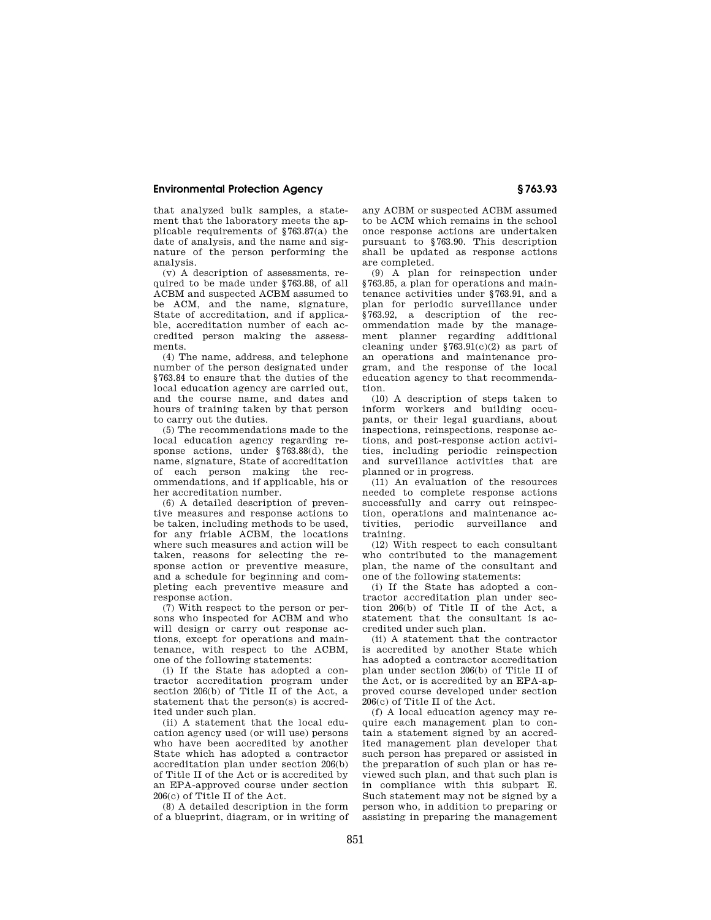that analyzed bulk samples, a statement that the laboratory meets the applicable requirements of §763.87(a) the date of analysis, and the name and signature of the person performing the analysis.

(v) A description of assessments, required to be made under §763.88, of all ACBM and suspected ACBM assumed to be ACM, and the name, signature, State of accreditation, and if applicable, accreditation number of each accredited person making the assessments.

(4) The name, address, and telephone number of the person designated under §763.84 to ensure that the duties of the local education agency are carried out, and the course name, and dates and hours of training taken by that person to carry out the duties.

(5) The recommendations made to the local education agency regarding response actions, under §763.88(d), the name, signature, State of accreditation of each person making the recommendations, and if applicable, his or her accreditation number.

(6) A detailed description of preventive measures and response actions to be taken, including methods to be used, for any friable ACBM, the locations where such measures and action will be taken, reasons for selecting the response action or preventive measure, and a schedule for beginning and completing each preventive measure and response action.

(7) With respect to the person or persons who inspected for ACBM and who will design or carry out response actions, except for operations and maintenance, with respect to the ACBM, one of the following statements:

(i) If the State has adopted a contractor accreditation program under section 206(b) of Title II of the Act, a statement that the person(s) is accredited under such plan.

(ii) A statement that the local education agency used (or will use) persons who have been accredited by another State which has adopted a contractor accreditation plan under section 206(b) of Title II of the Act or is accredited by an EPA-approved course under section 206(c) of Title II of the Act.

(8) A detailed description in the form of a blueprint, diagram, or in writing of any ACBM or suspected ACBM assumed to be ACM which remains in the school once response actions are undertaken pursuant to §763.90. This description shall be updated as response actions are completed.

(9) A plan for reinspection under §763.85, a plan for operations and maintenance activities under §763.91, and a plan for periodic surveillance under §763.92, a description of the recommendation made by the management planner regarding additional cleaning under §763.91(c)(2) as part of an operations and maintenance program, and the response of the local education agency to that recommendation.

(10) A description of steps taken to inform workers and building occupants, or their legal guardians, about inspections, reinspections, response actions, and post-response action activities, including periodic reinspection and surveillance activities that are planned or in progress.

(11) An evaluation of the resources needed to complete response actions successfully and carry out reinspection, operations and maintenance activities, periodic surveillance and training.

(12) With respect to each consultant who contributed to the management plan, the name of the consultant and one of the following statements:

(i) If the State has adopted a contractor accreditation plan under section 206(b) of Title II of the Act, a statement that the consultant is accredited under such plan.

(ii) A statement that the contractor is accredited by another State which has adopted a contractor accreditation plan under section 206(b) of Title II of the Act, or is accredited by an EPA-approved course developed under section 206(c) of Title II of the Act.

(f) A local education agency may require each management plan to contain a statement signed by an accredited management plan developer that such person has prepared or assisted in the preparation of such plan or has reviewed such plan, and that such plan is in compliance with this subpart E. Such statement may not be signed by a person who, in addition to preparing or assisting in preparing the management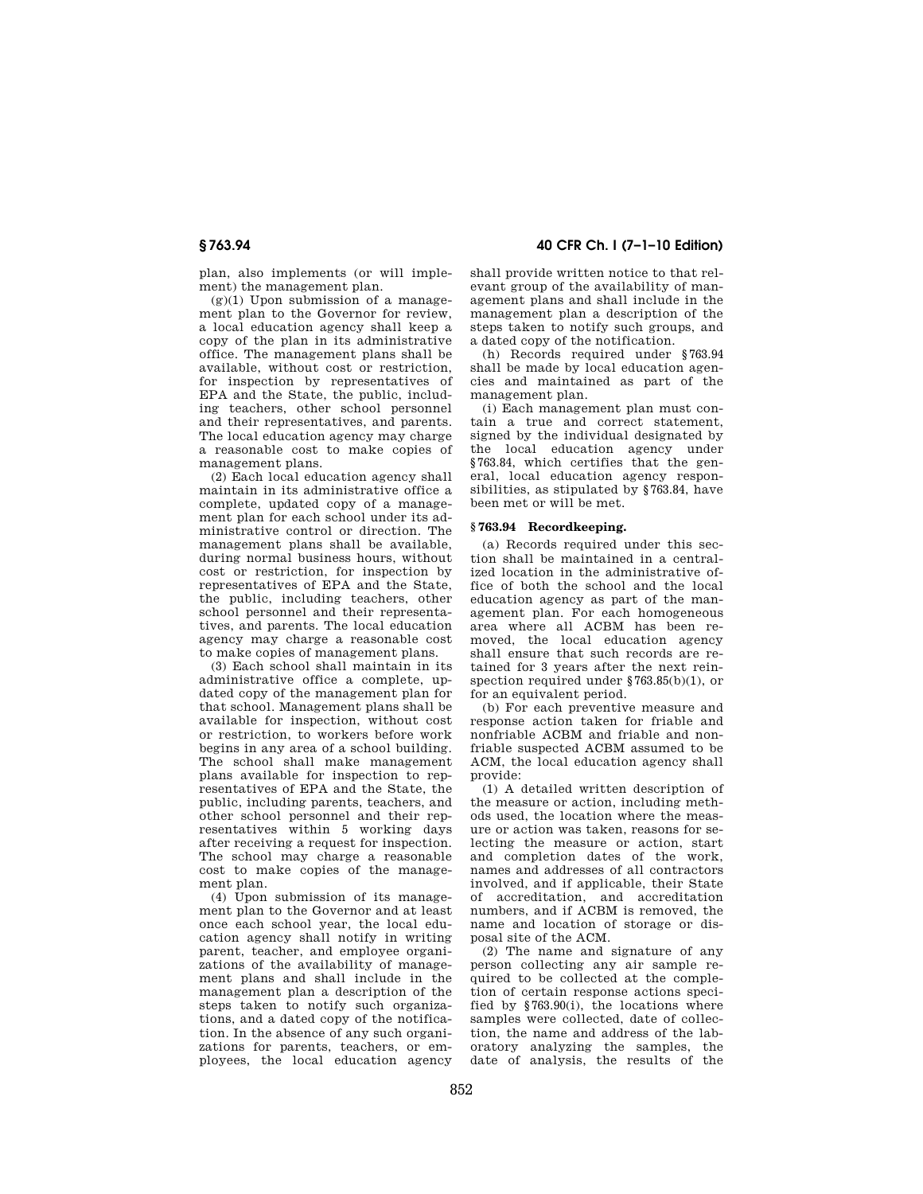plan, also implements (or will implement) the management plan.

(g)(1) Upon submission of a management plan to the Governor for review, a local education agency shall keep a copy of the plan in its administrative office. The management plans shall be available, without cost or restriction, for inspection by representatives of EPA and the State, the public, including teachers, other school personnel and their representatives, and parents. The local education agency may charge a reasonable cost to make copies of management plans.

(2) Each local education agency shall maintain in its administrative office a complete, updated copy of a management plan for each school under its administrative control or direction. The management plans shall be available, during normal business hours, without cost or restriction, for inspection by representatives of EPA and the State, the public, including teachers, other school personnel and their representatives, and parents. The local education agency may charge a reasonable cost to make copies of management plans.

(3) Each school shall maintain in its administrative office a complete, updated copy of the management plan for that school. Management plans shall be available for inspection, without cost or restriction, to workers before work begins in any area of a school building. The school shall make management plans available for inspection to representatives of EPA and the State, the public, including parents, teachers, and other school personnel and their representatives within 5 working days after receiving a request for inspection. The school may charge a reasonable cost to make copies of the management plan.

(4) Upon submission of its management plan to the Governor and at least once each school year, the local education agency shall notify in writing parent, teacher, and employee organizations of the availability of management plans and shall include in the management plan a description of the steps taken to notify such organizations, and a dated copy of the notification. In the absence of any such organizations for parents, teachers, or employees, the local education agency shall provide written notice to that relevant group of the availability of management plans and shall include in the management plan a description of the steps taken to notify such groups, and a dated copy of the notification.

(h) Records required under §763.94 shall be made by local education agencies and maintained as part of the management plan.

(i) Each management plan must contain a true and correct statement, signed by the individual designated by the local education agency under §763.84, which certifies that the general, local education agency responsibilities, as stipulated by §763.84, have been met or will be met.

### § 763.94 Recordkeeping.

(a) Records required under this section shall be maintained in a centralized location in the administrative office of both the school and the local education agency as part of the management plan. For each homogeneous area where all ACBM has been removed, the local education agency shall ensure that such records are retained for 3 years after the next reinspection required under §763.85(b)(1), or for an equivalent period.

(b) For each preventive measure and response action taken for friable and nonfriable ACBM and friable and nonfriable suspected ACBM assumed to be ACM, the local education agency shall provide:

(1) A detailed written description of the measure or action, including methods used, the location where the measure or action was taken, reasons for selecting the measure or action, start and completion dates of the work, names and addresses of all contractors involved, and if applicable, their State of accreditation, and accreditation numbers, and if ACBM is removed, the name and location of storage or disposal site of the ACM.

(2) The name and signature of any person collecting any air sample required to be collected at the completion of certain response actions specified by §763.90(i), the locations where samples were collected, date of collection, the name and address of the laboratory analyzing the samples, the date of analysis, the results of the